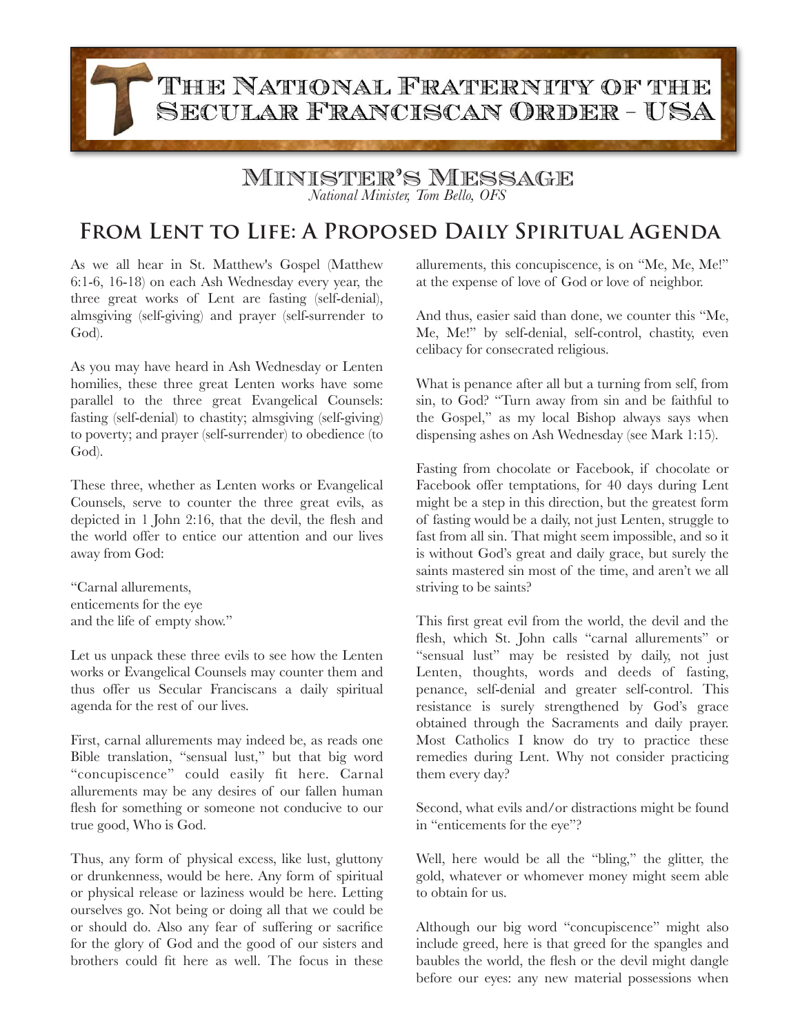# The National Fraternity of the Secular Franciscan Order - USA

## Minister's Message

*National Minister, Tom Bello, OFS*

## From Lent to Life: A Proposed Daily Spiritual Agenda

As we all hear in St. Matthew's Gospel (Matthew 6:1-6, 16-18) on each Ash Wednesday every year, the three great works of Lent are fasting (self-denial), almsgiving (self-giving) and prayer (self-surrender to God).

As you may have heard in Ash Wednesday or Lenten homilies, these three great Lenten works have some parallel to the three great Evangelical Counsels: fasting (self-denial) to chastity; almsgiving (self-giving) to poverty; and prayer (self-surrender) to obedience (to God).

These three, whether as Lenten works or Evangelical Counsels, serve to counter the three great evils, as depicted in 1 John 2:16, that the devil, the flesh and the world offer to entice our attention and our lives away from God:

"Carnal allurements,
enticements for the eye
and the life of empty show."

Let us unpack these three evils to see how the Lenten works or Evangelical Counsels may counter them and thus offer us Secular Franciscans a daily spiritual agenda for the rest of our lives.

First, carnal allurements may indeed be, as reads one Bible translation, "sensual lust," but that big word "concupiscence" could easily fit here. Carnal allurements may be any desires of our fallen human flesh for something or someone not conducive to our true good, Who is God.

Thus, any form of physical excess, like lust, gluttony or drunkenness, would be here. Any form of spiritual or physical release or laziness would be here. Letting ourselves go. Not being or doing all that we could be or should do. Also any fear of suffering or sacrifice for the glory of God and the good of our sisters and brothers could fit here as well. The focus in these allurements, this concupiscence, is on "Me, Me, Me!" at the expense of love of God or love of neighbor.

And thus, easier said than done, we counter this "Me, Me, Me!" by self-denial, self-control, chastity, even celibacy for consecrated religious.

What is penance after all but a turning from self, from sin, to God? "Turn away from sin and be faithful to the Gospel," as my local Bishop always says when dispensing ashes on Ash Wednesday (see Mark 1:15).

Fasting from chocolate or Facebook, if chocolate or Facebook offer temptations, for 40 days during Lent might be a step in this direction, but the greatest form of fasting would be a daily, not just Lenten, struggle to fast from all sin. That might seem impossible, and so it is without God's great and daily grace, but surely the saints mastered sin most of the time, and aren't we all striving to be saints?

This first great evil from the world, the devil and the flesh, which St. John calls "carnal allurements" or "sensual lust" may be resisted by daily, not just Lenten, thoughts, words and deeds of fasting, penance, self-denial and greater self-control. This resistance is surely strengthened by God's grace obtained through the Sacraments and daily prayer. Most Catholics I know do try to practice these remedies during Lent. Why not consider practicing them every day?

Second, what evils and/or distractions might be found in "enticements for the eye"?

Well, here would be all the "bling," the glitter, the gold, whatever or whomever money might seem able to obtain for us.

Although our big word "concupiscence" might also include greed, here is that greed for the spangles and baubles the world, the flesh or the devil might dangle before our eyes: any new material possessions when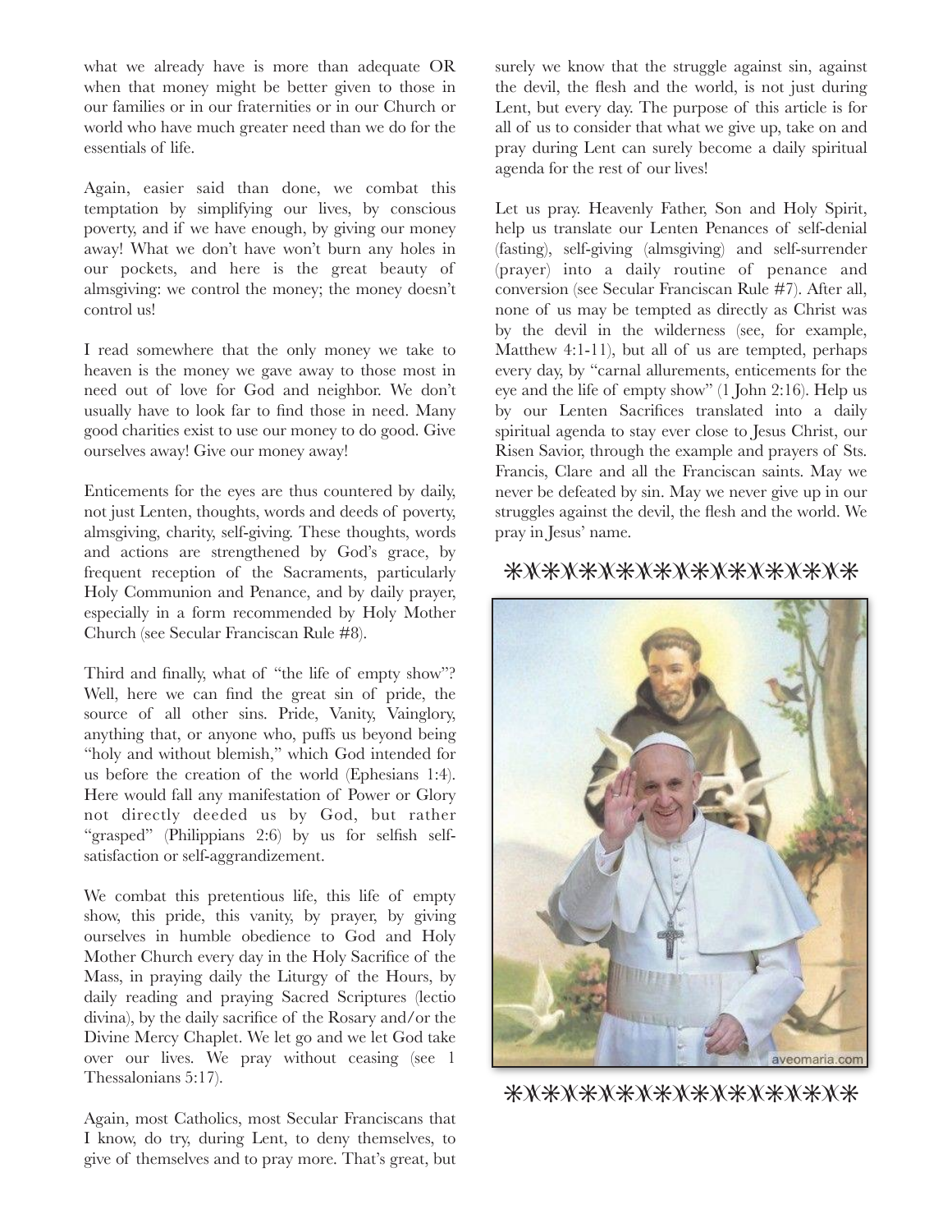what we already have is more than adequate OR when that money might be better given to those in our families or in our fraternities or in our Church or world who have much greater need than we do for the essentials of life.

Again, easier said than done, we combat this temptation by simplifying our lives, by conscious poverty, and if we have enough, by giving our money away! What we don't have won't burn any holes in our pockets, and here is the great beauty of almsgiving: we control the money; the money doesn't control us!

I read somewhere that the only money we take to heaven is the money we gave away to those most in need out of love for God and neighbor. We don't usually have to look far to find those in need. Many good charities exist to use our money to do good. Give ourselves away! Give our money away!

Enticements for the eyes are thus countered by daily, not just Lenten, thoughts, words and deeds of poverty, almsgiving, charity, self-giving. These thoughts, words and actions are strengthened by God's grace, by frequent reception of the Sacraments, particularly Holy Communion and Penance, and by daily prayer, especially in a form recommended by Holy Mother Church (see Secular Franciscan Rule #8).

Third and finally, what of "the life of empty show"? Well, here we can find the great sin of pride, the source of all other sins. Pride, Vanity, Vainglory, anything that, or anyone who, puffs us beyond being "holy and without blemish," which God intended for us before the creation of the world (Ephesians 1:4). Here would fall any manifestation of Power or Glory not directly deeded us by God, but rather "grasped" (Philippians 2:6) by us for selfish self-satisfaction or self-aggrandizement.

We combat this pretentious life, this life of empty show, this pride, this vanity, by prayer, by giving ourselves in humble obedience to God and Holy Mother Church every day in the Holy Sacrifice of the Mass, in praying daily the Liturgy of the Hours, by daily reading and praying Sacred Scriptures (lectio divina), by the daily sacrifice of the Rosary and/or the Divine Mercy Chaplet. We let go and we let God take over our lives. We pray without ceasing (see 1 Thessalonians 5:17).

Again, most Catholics, most Secular Franciscans that I know, do try, during Lent, to deny themselves, to give of themselves and to pray more. That's great, but surely we know that the struggle against sin, against the devil, the flesh and the world, is not just during Lent, but every day. The purpose of this article is for all of us to consider that what we give up, take on and pray during Lent can surely become a daily spiritual agenda for the rest of our lives!

Let us pray. Heavenly Father, Son and Holy Spirit, help us translate our Lenten Penances of self-denial (fasting), self-giving (almsgiving) and self-surrender (prayer) into a daily routine of penance and conversion (see Secular Franciscan Rule #7). After all, none of us may be tempted as directly as Christ was by the devil in the wilderness (see, for example, Matthew 4:1-11), but all of us are tempted, perhaps every day, by "carnal allurements, enticements for the eye and the life of empty show" (1 John 2:16). Help us by our Lenten Sacrifices translated into a daily spiritual agenda to stay ever close to Jesus Christ, our Risen Savior, through the example and prayers of Sts. Francis, Clare and all the Franciscan saints. May we never be defeated by sin. May we never give up in our struggles against the devil, the flesh and the world. We pray in Jesus' name.

✻✻✻✻✻✻✻✻✻✻✻✻✻✻✻✻✻✻

aveomaria.com

✻✻✻✻✻✻✻✻✻✻✻✻✻✻✻✻✻✻